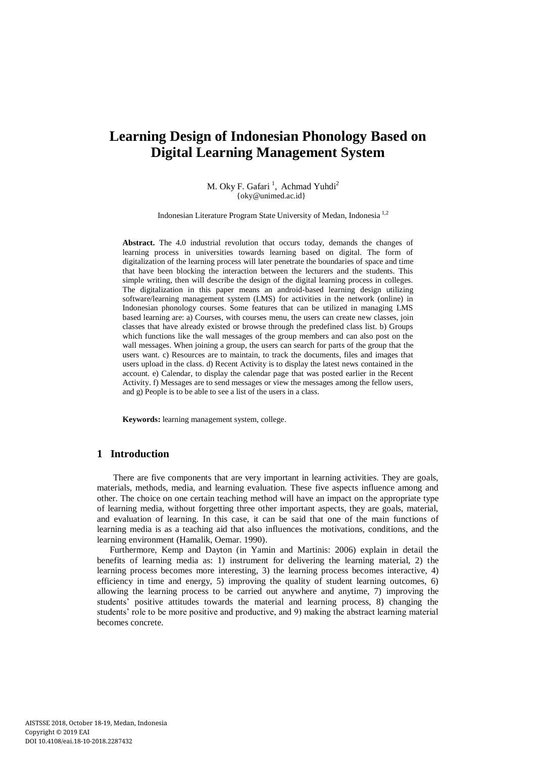# Learning Design of Indonesian Phonology Based on Digital Learning Management System

M. Oky F. Gafari [1], Achmad Yuhdi[2]
{oky@unimed.ac.id}

Indonesian Literature Program State University of Medan, Indonesia [1,2]

**Abstract.** The 4.0 industrial revolution that occurs today, demands the changes of learning process in universities towards learning based on digital. The form of digitalization of the learning process will later penetrate the boundaries of space and time that have been blocking the interaction between the lecturers and the students. This simple writing, then will describe the design of the digital learning process in colleges. The digitalization in this paper means an android-based learning design utilizing software/learning management system (LMS) for activities in the network (online) in Indonesian phonology courses. Some features that can be utilized in managing LMS based learning are: a) Courses, with courses menu, the users can create new classes, join classes that have already existed or browse through the predefined class list. b) Groups which functions like the wall messages of the group members and can also post on the wall messages. When joining a group, the users can search for parts of the group that the users want. c) Resources are to maintain, to track the documents, files and images that users upload in the class. d) Recent Activity is to display the latest news contained in the account. e) Calendar, to display the calendar page that was posted earlier in the Recent Activity. f) Messages are to send messages or view the messages among the fellow users, and g) People is to be able to see a list of the users in a class.

**Keywords:** learning management system, college.

## 1 Introduction

There are five components that are very important in learning activities. They are goals, materials, methods, media, and learning evaluation. These five aspects influence among and other. The choice on one certain teaching method will have an impact on the appropriate type of learning media, without forgetting three other important aspects, they are goals, material, and evaluation of learning. In this case, it can be said that one of the main functions of learning media is as a teaching aid that also influences the motivations, conditions, and the learning environment (Hamalik, Oemar. 1990).

Furthermore, Kemp and Dayton (in Yamin and Martinis: 2006) explain in detail the benefits of learning media as: 1) instrument for delivering the learning material, 2) the learning process becomes more interesting, 3) the learning process becomes interactive, 4) efficiency in time and energy, 5) improving the quality of student learning outcomes, 6) allowing the learning process to be carried out anywhere and anytime, 7) improving the students' positive attitudes towards the material and learning process, 8) changing the students' role to be more positive and productive, and 9) making the abstract learning material becomes concrete.

AISTSSE 2018, October 18-19, Medan, Indonesia
Copyright © 2019 EAI
DOI 10.4108/eai.18-10-2018.2287432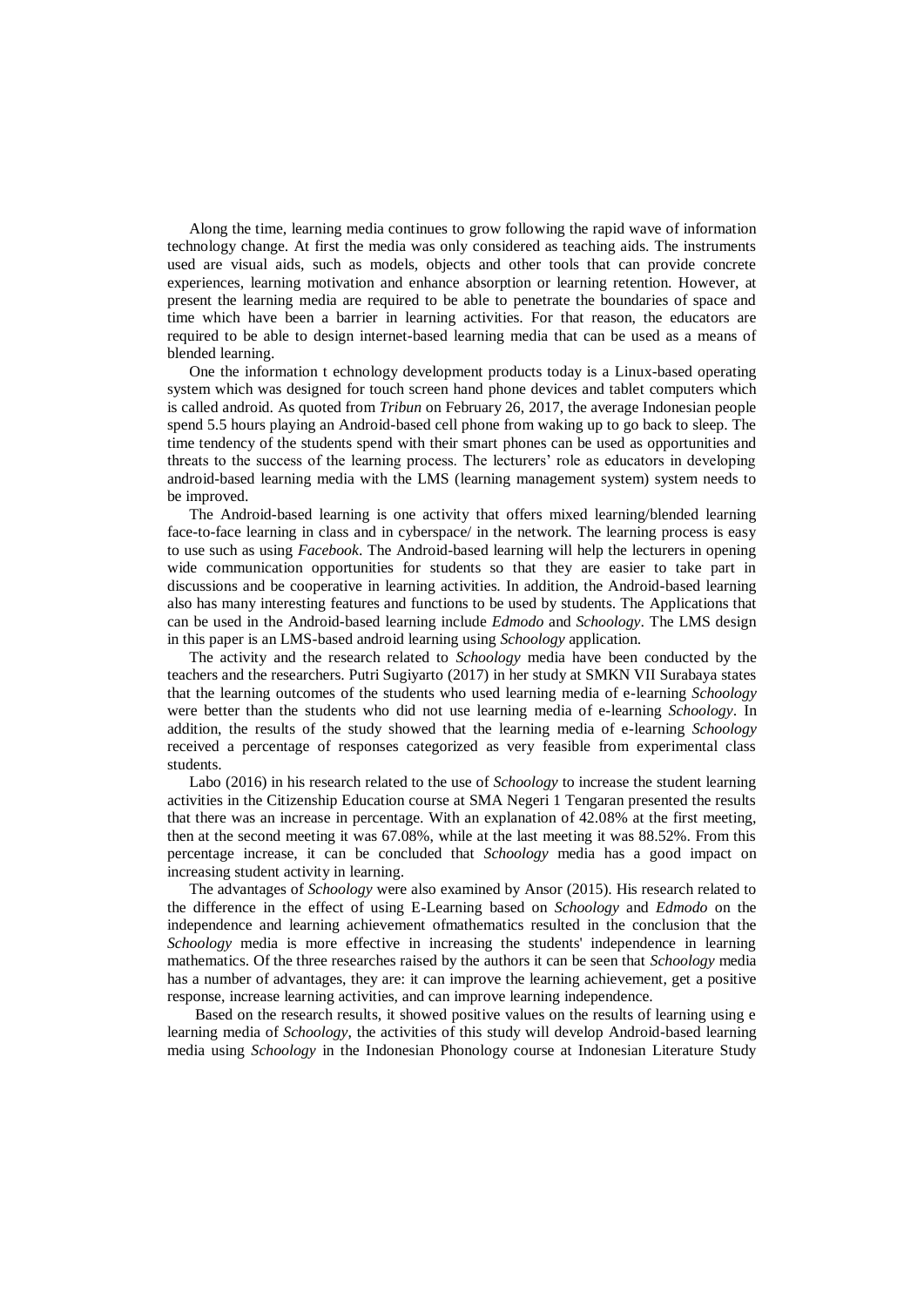Along the time, learning media continues to grow following the rapid wave of information technology change. At first the media was only considered as teaching aids. The instruments used are visual aids, such as models, objects and other tools that can provide concrete experiences, learning motivation and enhance absorption or learning retention. However, at present the learning media are required to be able to penetrate the boundaries of space and time which have been a barrier in learning activities. For that reason, the educators are required to be able to design internet-based learning media that can be used as a means of blended learning.

One the information t echnology development products today is a Linux-based operating system which was designed for touch screen hand phone devices and tablet computers which is called android. As quoted from *Tribun* on February 26, 2017, the average Indonesian people spend 5.5 hours playing an Android-based cell phone from waking up to go back to sleep. The time tendency of the students spend with their smart phones can be used as opportunities and threats to the success of the learning process. The lecturers' role as educators in developing android-based learning media with the LMS (learning management system) system needs to be improved.

The Android-based learning is one activity that offers mixed learning/blended learning face-to-face learning in class and in cyberspace/ in the network. The learning process is easy to use such as using *Facebook*. The Android-based learning will help the lecturers in opening wide communication opportunities for students so that they are easier to take part in discussions and be cooperative in learning activities. In addition, the Android-based learning also has many interesting features and functions to be used by students. The Applications that can be used in the Android-based learning include *Edmodo* and *Schoology*. The LMS design in this paper is an LMS-based android learning using *Schoology* application.

The activity and the research related to *Schoology* media have been conducted by the teachers and the researchers. Putri Sugiyarto (2017) in her study at SMKN VII Surabaya states that the learning outcomes of the students who used learning media of e-learning *Schoology* were better than the students who did not use learning media of e-learning *Schoology*. In addition, the results of the study showed that the learning media of e-learning *Schoology* received a percentage of responses categorized as very feasible from experimental class students.

Labo (2016) in his research related to the use of *Schoology* to increase the student learning activities in the Citizenship Education course at SMA Negeri 1 Tengaran presented the results that there was an increase in percentage. With an explanation of 42.08% at the first meeting, then at the second meeting it was 67.08%, while at the last meeting it was 88.52%. From this percentage increase, it can be concluded that *Schoology* media has a good impact on increasing student activity in learning.

The advantages of *Schoology* were also examined by Ansor (2015). His research related to the difference in the effect of using E-Learning based on *Schoology* and *Edmodo* on the independence and learning achievement ofmathematics resulted in the conclusion that the *Schoology* media is more effective in increasing the students' independence in learning mathematics. Of the three researches raised by the authors it can be seen that *Schoology* media has a number of advantages, they are: it can improve the learning achievement, get a positive response, increase learning activities, and can improve learning independence.

Based on the research results, it showed positive values on the results of learning using e learning media of *Schoology*, the activities of this study will develop Android-based learning media using *Schoology* in the Indonesian Phonology course at Indonesian Literature Study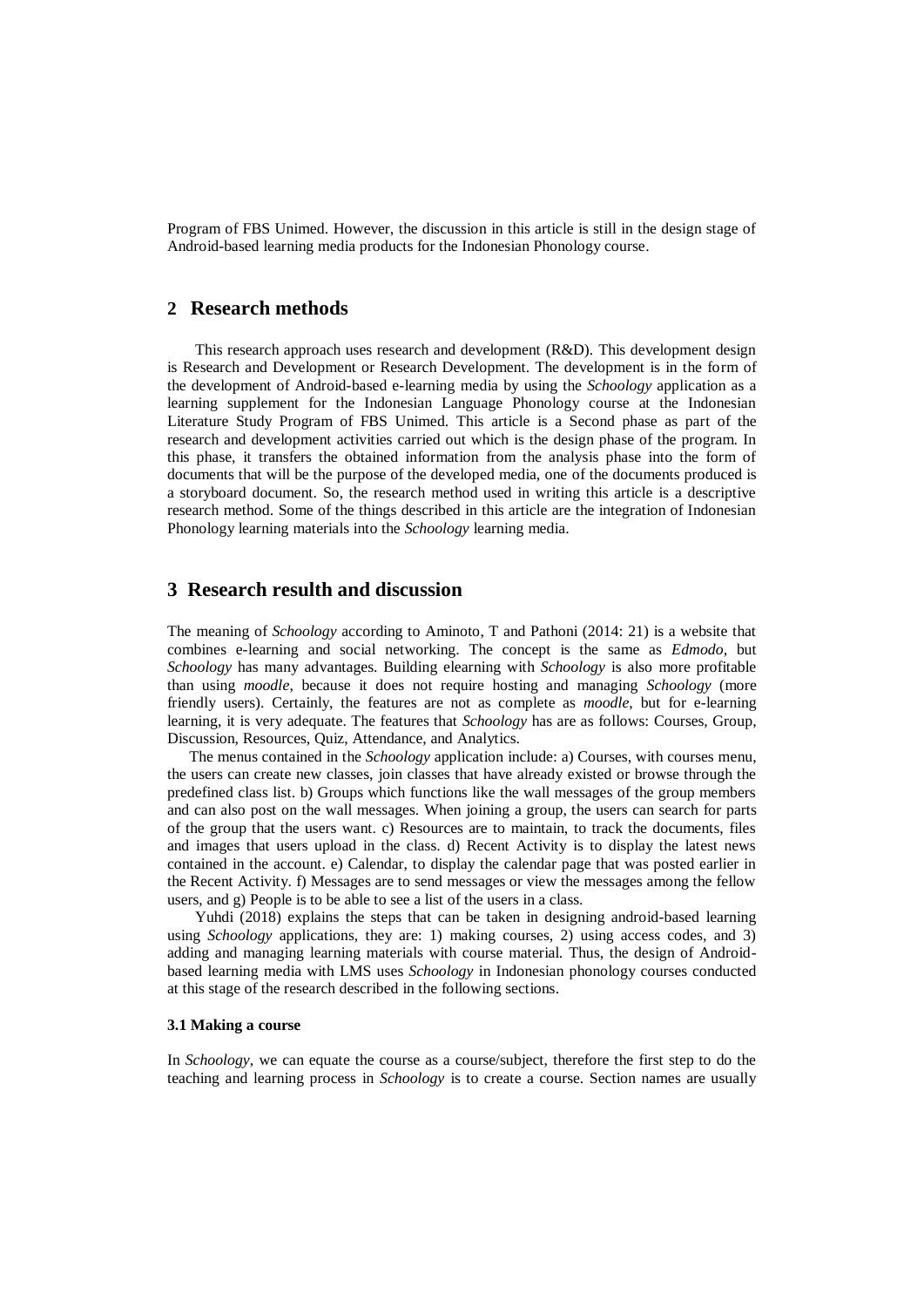Program of FBS Unimed. However, the discussion in this article is still in the design stage of Android-based learning media products for the Indonesian Phonology course.

## 2 Research methods

This research approach uses research and development (R&D). This development design is Research and Development or Research Development. The development is in the form of the development of Android-based e-learning media by using the *Schoology* application as a learning supplement for the Indonesian Language Phonology course at the Indonesian Literature Study Program of FBS Unimed. This article is a Second phase as part of the research and development activities carried out which is the design phase of the program. In this phase, it transfers the obtained information from the analysis phase into the form of documents that will be the purpose of the developed media, one of the documents produced is a storyboard document. So, the research method used in writing this article is a descriptive research method. Some of the things described in this article are the integration of Indonesian Phonology learning materials into the *Schoology* learning media.

## 3 Research resulth and discussion

The meaning of *Schoology* according to Aminoto, T and Pathoni (2014: 21) is a website that combines e-learning and social networking. The concept is the same as *Edmodo*, but *Schoology* has many advantages. Building elearning with *Schoology* is also more profitable than using *moodle*, because it does not require hosting and managing *Schoology* (more friendly users). Certainly, the features are not as complete as *moodle*, but for e-learning learning, it is very adequate. The features that *Schoology* has are as follows: Courses, Group, Discussion, Resources, Quiz, Attendance, and Analytics.

The menus contained in the *Schoology* application include: a) Courses, with courses menu, the users can create new classes, join classes that have already existed or browse through the predefined class list. b) Groups which functions like the wall messages of the group members and can also post on the wall messages. When joining a group, the users can search for parts of the group that the users want. c) Resources are to maintain, to track the documents, files and images that users upload in the class. d) Recent Activity is to display the latest news contained in the account. e) Calendar, to display the calendar page that was posted earlier in the Recent Activity. f) Messages are to send messages or view the messages among the fellow users, and g) People is to be able to see a list of the users in a class.

Yuhdi (2018) explains the steps that can be taken in designing android-based learning using *Schoology* applications, they are: 1) making courses, 2) using access codes, and 3) adding and managing learning materials with course material. Thus, the design of Android-based learning media with LMS uses *Schoology* in Indonesian phonology courses conducted at this stage of the research described in the following sections.

### 3.1 Making a course

In *Schoology*, we can equate the course as a course/subject, therefore the first step to do the teaching and learning process in *Schoology* is to create a course. Section names are usually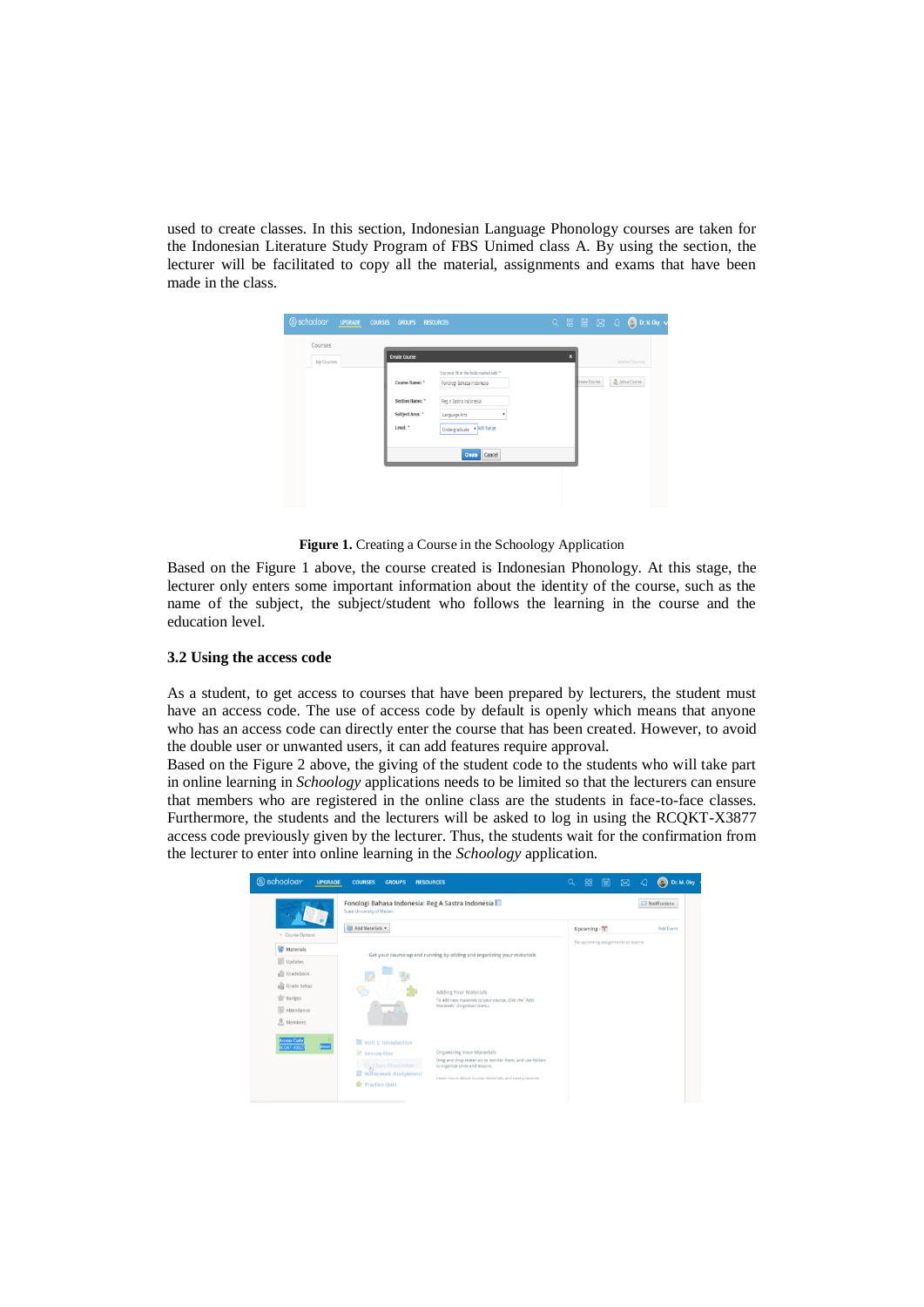used to create classes. In this section, Indonesian Language Phonology courses are taken for the Indonesian Literature Study Program of FBS Unimed class A. By using the section, the lecturer will be facilitated to copy all the material, assignments and exams that have been made in the class.

**Figure 1.** Creating a Course in the Schoology Application

Based on the Figure 1 above, the course created is Indonesian Phonology. At this stage, the lecturer only enters some important information about the identity of the course, such as the name of the subject, the subject/student who follows the learning in the course and the education level.

### 3.2 Using the access code

As a student, to get access to courses that have been prepared by lecturers, the student must have an access code. The use of access code by default is openly which means that anyone who has an access code can directly enter the course that has been created. However, to avoid the double user or unwanted users, it can add features require approval.

Based on the Figure 2 above, the giving of the student code to the students who will take part in online learning in *Schoology* applications needs to be limited so that the lecturers can ensure that members who are registered in the online class are the students in face-to-face classes. Furthermore, the students and the lecturers will be asked to log in using the RCQKT-X3877 access code previously given by the lecturer. Thus, the students wait for the confirmation from the lecturer to enter into online learning in the *Schoology* application.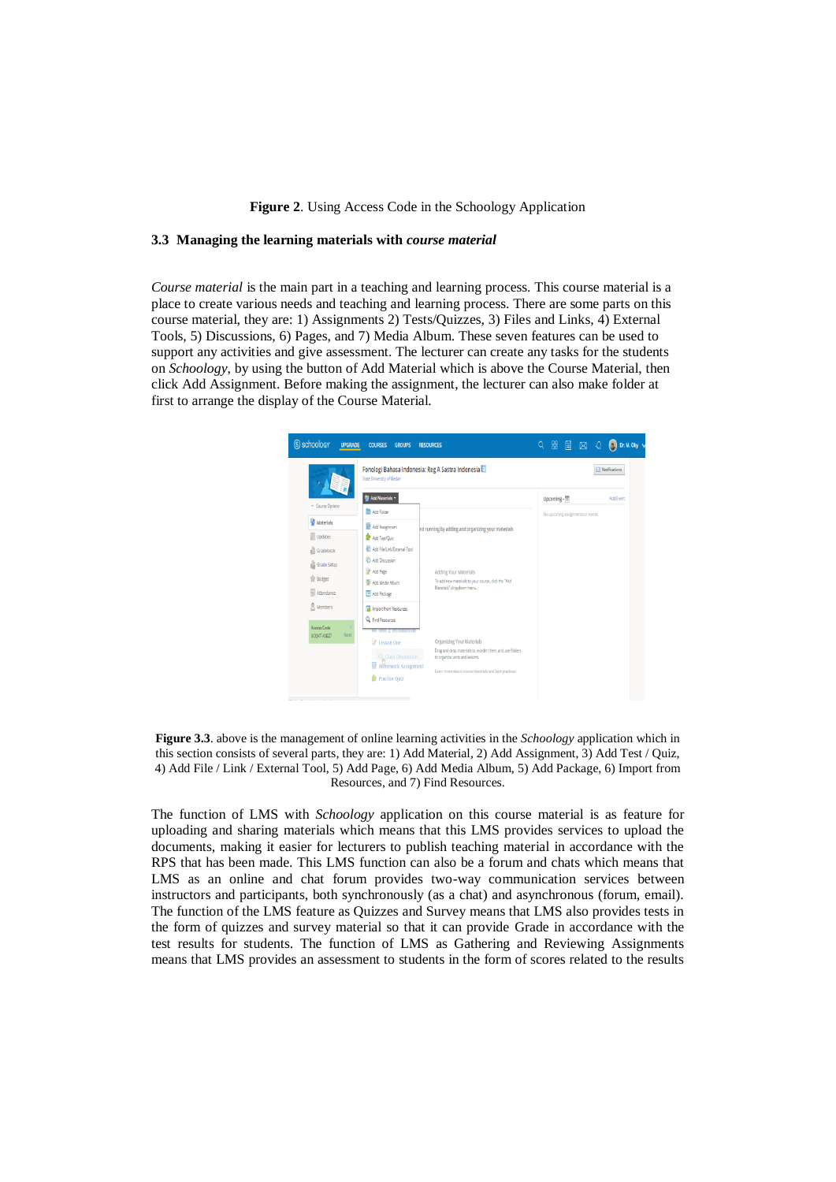**Figure 2**. Using Access Code in the Schoology Application

### 3.3 Managing the learning materials with *course material*

*Course material* is the main part in a teaching and learning process. This course material is a place to create various needs and teaching and learning process. There are some parts on this course material, they are: 1) Assignments 2) Tests/Quizzes, 3) Files and Links, 4) External Tools, 5) Discussions, 6) Pages, and 7) Media Album. These seven features can be used to support any activities and give assessment. The lecturer can create any tasks for the students on *Schoology*, by using the button of Add Material which is above the Course Material, then click Add Assignment. Before making the assignment, the lecturer can also make folder at first to arrange the display of the Course Material.

**Figure 3.3**. above is the management of online learning activities in the *Schoology* application which in this section consists of several parts, they are: 1) Add Material, 2) Add Assignment, 3) Add Test / Quiz, 4) Add File / Link / External Tool, 5) Add Page, 6) Add Media Album, 5) Add Package, 6) Import from Resources, and 7) Find Resources.

The function of LMS with *Schoology* application on this course material is as feature for uploading and sharing materials which means that this LMS provides services to upload the documents, making it easier for lecturers to publish teaching material in accordance with the RPS that has been made. This LMS function can also be a forum and chats which means that LMS as an online and chat forum provides two-way communication services between instructors and participants, both synchronously (as a chat) and asynchronous (forum, email). The function of the LMS feature as Quizzes and Survey means that LMS also provides tests in the form of quizzes and survey material so that it can provide Grade in accordance with the test results for students. The function of LMS as Gathering and Reviewing Assignments means that LMS provides an assessment to students in the form of scores related to the results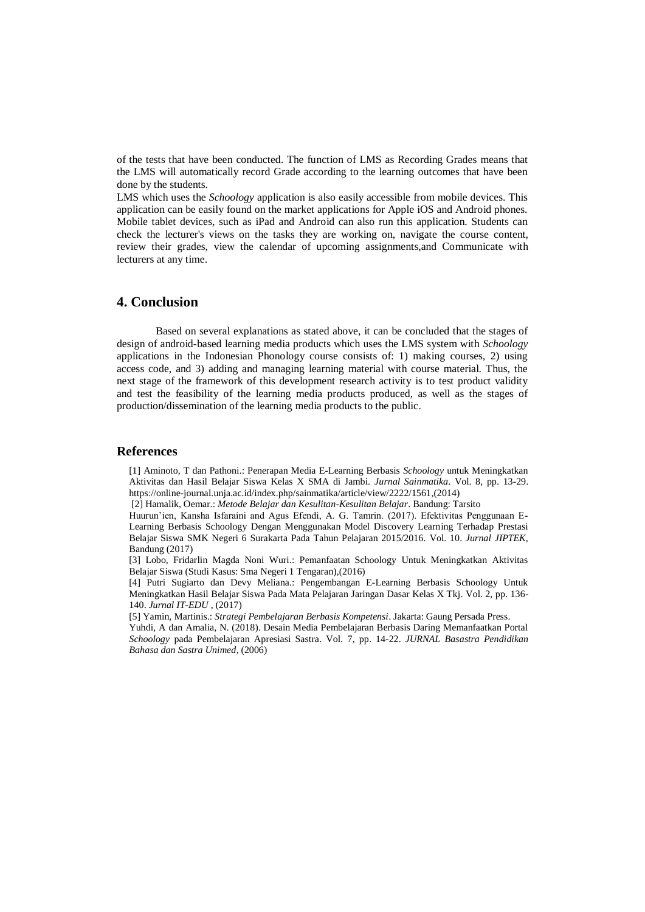of the tests that have been conducted. The function of LMS as Recording Grades means that the LMS will automatically record Grade according to the learning outcomes that have been done by the students.

LMS which uses the *Schoology* application is also easily accessible from mobile devices. This application can be easily found on the market applications for Apple iOS and Android phones. Mobile tablet devices, such as iPad and Android can also run this application. Students can check the lecturer's views on the tasks they are working on, navigate the course content, review their grades, view the calendar of upcoming assignments,and Communicate with lecturers at any time.

## 4. Conclusion

Based on several explanations as stated above, it can be concluded that the stages of design of android-based learning media products which uses the LMS system with *Schoology* applications in the Indonesian Phonology course consists of: 1) making courses, 2) using access code, and 3) adding and managing learning material with course material. Thus, the next stage of the framework of this development research activity is to test product validity and test the feasibility of the learning media products produced, as well as the stages of production/dissemination of the learning media products to the public.

## References

[1] Aminoto, T dan Pathoni.: Penerapan Media E-Learning Berbasis *Schoology* untuk Meningkatkan Aktivitas dan Hasil Belajar Siswa Kelas X SMA di Jambi. *Jurnal Sainmatika*. Vol. 8, pp. 13-29. https://online-journal.unja.ac.id/index.php/sainmatika/article/view/2222/1561,(2014)

[2] Hamalik, Oemar.: *Metode Belajar dan Kesulitan-Kesulitan Belajar*. Bandung: Tarsito

Huurun'ien, Kansha Isfaraini and Agus Efendi, A. G. Tamrin. (2017). Efektivitas Penggunaan E-Learning Berbasis Schoology Dengan Menggunakan Model Discovery Learning Terhadap Prestasi Belajar Siswa SMK Negeri 6 Surakarta Pada Tahun Pelajaran 2015/2016. Vol. 10. *Jurnal JIPTEK*, Bandung (2017)

[3] Lobo, Fridarlin Magda Noni Wuri.: Pemanfaatan Schoology Untuk Meningkatkan Aktivitas Belajar Siswa (Studi Kasus: Sma Negeri 1 Tengaran),(2016)

[4] Putri Sugiarto dan Devy Meliana.: Pengembangan E-Learning Berbasis Schoology Untuk Meningkatkan Hasil Belajar Siswa Pada Mata Pelajaran Jaringan Dasar Kelas X Tkj. Vol. 2, pp. 136-140. *Jurnal IT-EDU* , (2017)

[5] Yamin, Martinis.: *Strategi Pembelajaran Berbasis Kompetensi*. Jakarta: Gaung Persada Press.

Yuhdi, A dan Amalia, N. (2018). Desain Media Pembelajaran Berbasis Daring Memanfaatkan Portal *Schoology* pada Pembelajaran Apresiasi Sastra. Vol. 7, pp. 14-22. *JURNAL Basastra Pendidikan Bahasa dan Sastra Unimed*, (2006)